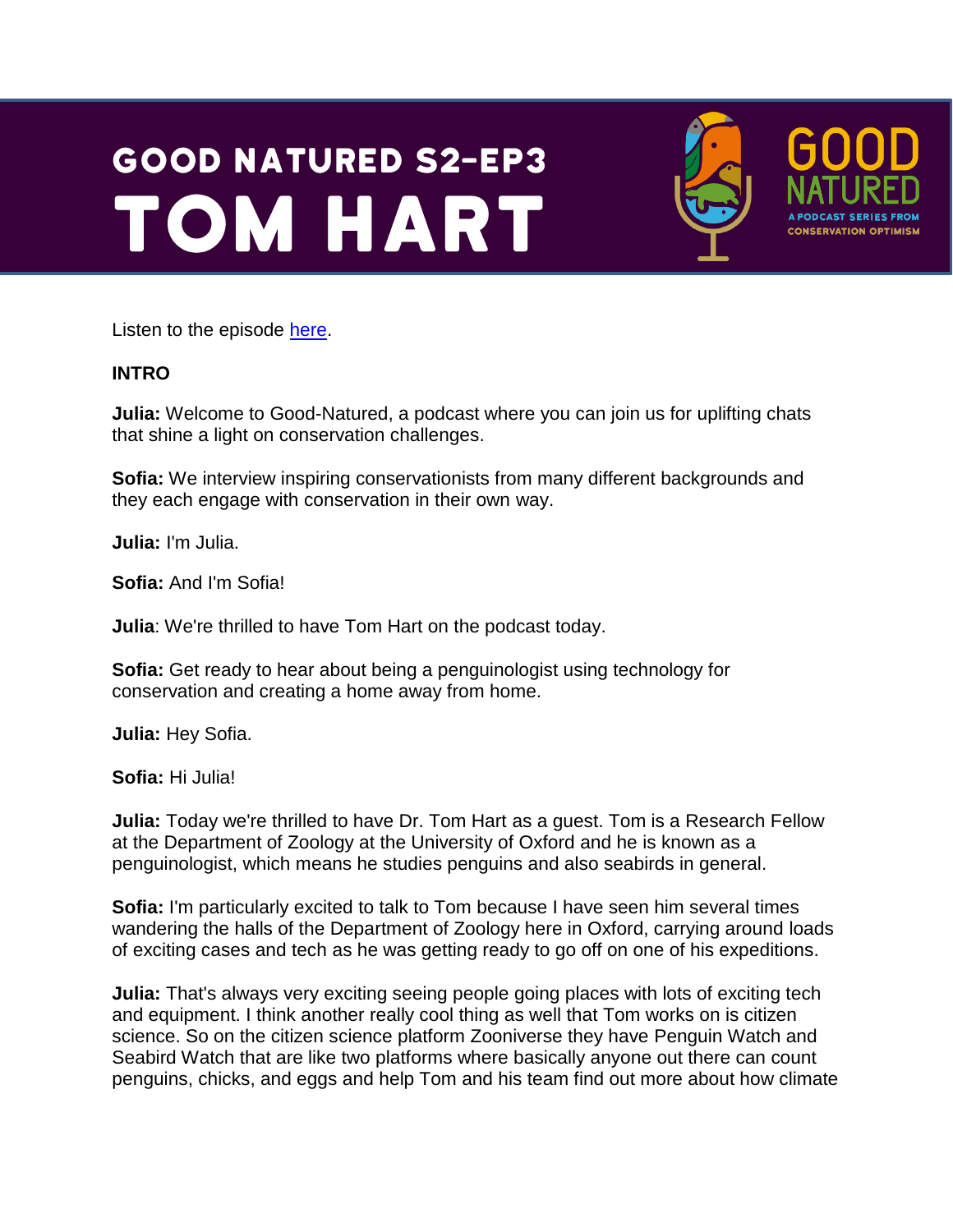# GOOD NATURED S2-EP3
# TOM HART

GOOD NATURED
A PODCAST SERIES FROM CONSERVATION OPTIMISM

Listen to the episode [here](#).

**INTRO**

**Julia:** Welcome to Good-Natured, a podcast where you can join us for uplifting chats that shine a light on conservation challenges.

**Sofia:** We interview inspiring conservationists from many different backgrounds and they each engage with conservation in their own way.

**Julia:** I'm Julia.

**Sofia:** And I'm Sofia!

**Julia**: We're thrilled to have Tom Hart on the podcast today.

**Sofia:** Get ready to hear about being a penguinologist using technology for conservation and creating a home away from home.

**Julia:** Hey Sofia.

**Sofia:** Hi Julia!

**Julia:** Today we're thrilled to have Dr. Tom Hart as a guest. Tom is a Research Fellow at the Department of Zoology at the University of Oxford and he is known as a penguinologist, which means he studies penguins and also seabirds in general.

**Sofia:** I'm particularly excited to talk to Tom because I have seen him several times wandering the halls of the Department of Zoology here in Oxford, carrying around loads of exciting cases and tech as he was getting ready to go off on one of his expeditions.

**Julia:** That's always very exciting seeing people going places with lots of exciting tech and equipment. I think another really cool thing as well that Tom works on is citizen science. So on the citizen science platform Zooniverse they have Penguin Watch and Seabird Watch that are like two platforms where basically anyone out there can count penguins, chicks, and eggs and help Tom and his team find out more about how climate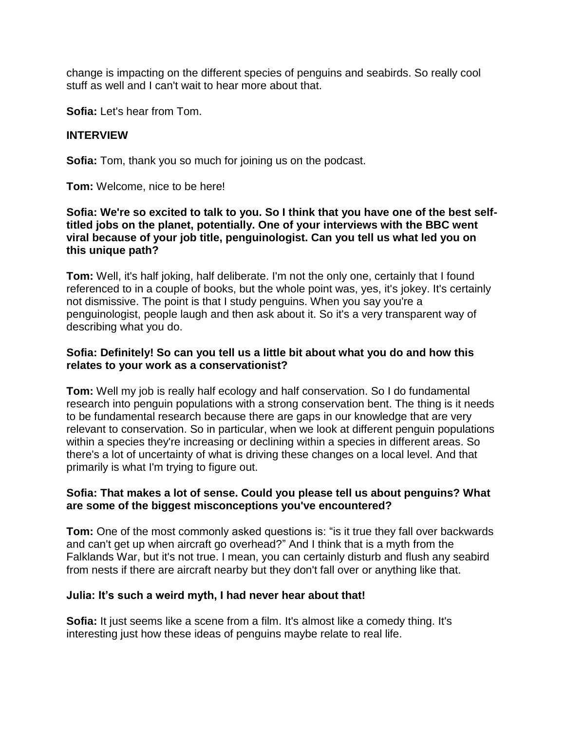change is impacting on the different species of penguins and seabirds. So really cool stuff as well and I can't wait to hear more about that.

**Sofia:** Let's hear from Tom.

**INTERVIEW**

**Sofia:** Tom, thank you so much for joining us on the podcast.

**Tom:** Welcome, nice to be here!

**Sofia: We're so excited to talk to you. So I think that you have one of the best self-titled jobs on the planet, potentially. One of your interviews with the BBC went viral because of your job title, penguinologist. Can you tell us what led you on this unique path?**

**Tom:** Well, it's half joking, half deliberate. I'm not the only one, certainly that I found referenced to in a couple of books, but the whole point was, yes, it's jokey. It's certainly not dismissive. The point is that I study penguins. When you say you're a penguinologist, people laugh and then ask about it. So it's a very transparent way of describing what you do.

**Sofia: Definitely! So can you tell us a little bit about what you do and how this relates to your work as a conservationist?**

**Tom:** Well my job is really half ecology and half conservation. So I do fundamental research into penguin populations with a strong conservation bent. The thing is it needs to be fundamental research because there are gaps in our knowledge that are very relevant to conservation. So in particular, when we look at different penguin populations within a species they're increasing or declining within a species in different areas. So there's a lot of uncertainty of what is driving these changes on a local level. And that primarily is what I'm trying to figure out.

**Sofia: That makes a lot of sense. Could you please tell us about penguins? What are some of the biggest misconceptions you've encountered?**

**Tom:** One of the most commonly asked questions is: "is it true they fall over backwards and can't get up when aircraft go overhead?" And I think that is a myth from the Falklands War, but it's not true. I mean, you can certainly disturb and flush any seabird from nests if there are aircraft nearby but they don't fall over or anything like that.

**Julia: It's such a weird myth, I had never hear about that!**

**Sofia:** It just seems like a scene from a film. It's almost like a comedy thing. It's interesting just how these ideas of penguins maybe relate to real life.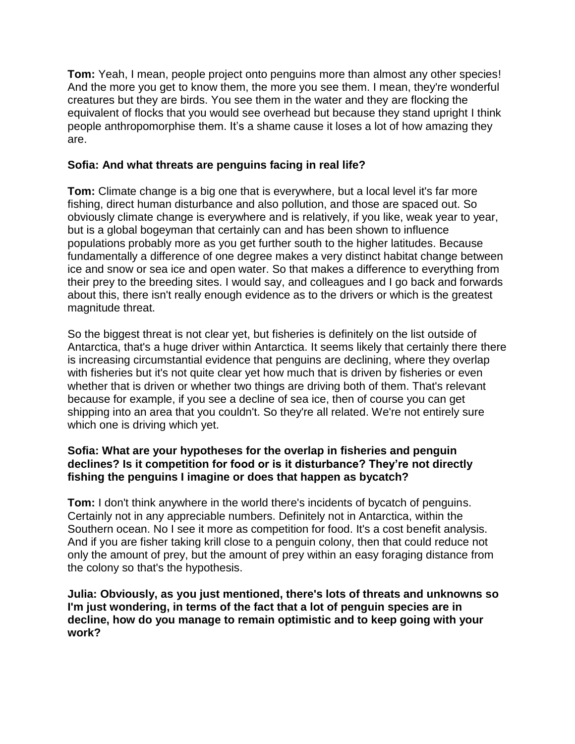**Tom:** Yeah, I mean, people project onto penguins more than almost any other species! And the more you get to know them, the more you see them. I mean, they're wonderful creatures but they are birds. You see them in the water and they are flocking the equivalent of flocks that you would see overhead but because they stand upright I think people anthropomorphise them. It's a shame cause it loses a lot of how amazing they are.

**Sofia: And what threats are penguins facing in real life?**

**Tom:** Climate change is a big one that is everywhere, but a local level it's far more fishing, direct human disturbance and also pollution, and those are spaced out. So obviously climate change is everywhere and is relatively, if you like, weak year to year, but is a global bogeyman that certainly can and has been shown to influence populations probably more as you get further south to the higher latitudes. Because fundamentally a difference of one degree makes a very distinct habitat change between ice and snow or sea ice and open water. So that makes a difference to everything from their prey to the breeding sites. I would say, and colleagues and I go back and forwards about this, there isn't really enough evidence as to the drivers or which is the greatest magnitude threat.

So the biggest threat is not clear yet, but fisheries is definitely on the list outside of Antarctica, that's a huge driver within Antarctica. It seems likely that certainly there there is increasing circumstantial evidence that penguins are declining, where they overlap with fisheries but it's not quite clear yet how much that is driven by fisheries or even whether that is driven or whether two things are driving both of them. That's relevant because for example, if you see a decline of sea ice, then of course you can get shipping into an area that you couldn't. So they're all related. We're not entirely sure which one is driving which yet.

**Sofia: What are your hypotheses for the overlap in fisheries and penguin declines? Is it competition for food or is it disturbance? They're not directly fishing the penguins I imagine or does that happen as bycatch?**

**Tom:** I don't think anywhere in the world there's incidents of bycatch of penguins. Certainly not in any appreciable numbers. Definitely not in Antarctica, within the Southern ocean. No I see it more as competition for food. It's a cost benefit analysis. And if you are fisher taking krill close to a penguin colony, then that could reduce not only the amount of prey, but the amount of prey within an easy foraging distance from the colony so that's the hypothesis.

**Julia: Obviously, as you just mentioned, there's lots of threats and unknowns so I'm just wondering, in terms of the fact that a lot of penguin species are in decline, how do you manage to remain optimistic and to keep going with your work?**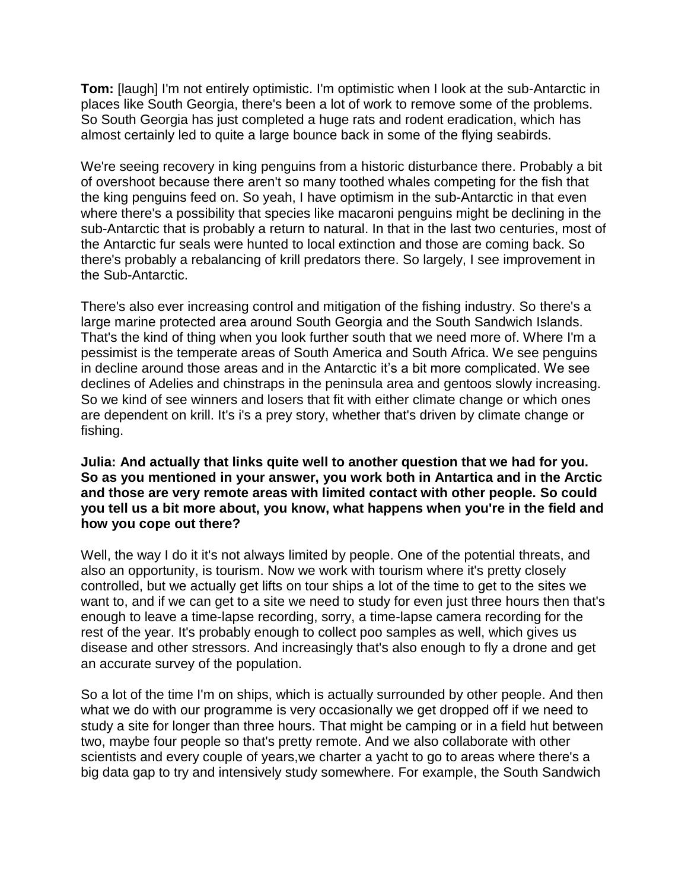**Tom:** [laugh] I'm not entirely optimistic. I'm optimistic when I look at the sub-Antarctic in places like South Georgia, there's been a lot of work to remove some of the problems. So South Georgia has just completed a huge rats and rodent eradication, which has almost certainly led to quite a large bounce back in some of the flying seabirds.

We're seeing recovery in king penguins from a historic disturbance there. Probably a bit of overshoot because there aren't so many toothed whales competing for the fish that the king penguins feed on. So yeah, I have optimism in the sub-Antarctic in that even where there's a possibility that species like macaroni penguins might be declining in the sub-Antarctic that is probably a return to natural. In that in the last two centuries, most of the Antarctic fur seals were hunted to local extinction and those are coming back. So there's probably a rebalancing of krill predators there. So largely, I see improvement in the Sub-Antarctic.

There's also ever increasing control and mitigation of the fishing industry. So there's a large marine protected area around South Georgia and the South Sandwich Islands. That's the kind of thing when you look further south that we need more of. Where I'm a pessimist is the temperate areas of South America and South Africa. We see penguins in decline around those areas and in the Antarctic it's a bit more complicated. We see declines of Adelies and chinstraps in the peninsula area and gentoos slowly increasing. So we kind of see winners and losers that fit with either climate change or which ones are dependent on krill. It's i's a prey story, whether that's driven by climate change or fishing.

**Julia: And actually that links quite well to another question that we had for you. So as you mentioned in your answer, you work both in Antartica and in the Arctic and those are very remote areas with limited contact with other people. So could you tell us a bit more about, you know, what happens when you're in the field and how you cope out there?**

Well, the way I do it it's not always limited by people. One of the potential threats, and also an opportunity, is tourism. Now we work with tourism where it's pretty closely controlled, but we actually get lifts on tour ships a lot of the time to get to the sites we want to, and if we can get to a site we need to study for even just three hours then that's enough to leave a time-lapse recording, sorry, a time-lapse camera recording for the rest of the year. It's probably enough to collect poo samples as well, which gives us disease and other stressors. And increasingly that's also enough to fly a drone and get an accurate survey of the population.

So a lot of the time I'm on ships, which is actually surrounded by other people. And then what we do with our programme is very occasionally we get dropped off if we need to study a site for longer than three hours. That might be camping or in a field hut between two, maybe four people so that's pretty remote. And we also collaborate with other scientists and every couple of years,we charter a yacht to go to areas where there's a big data gap to try and intensively study somewhere. For example, the South Sandwich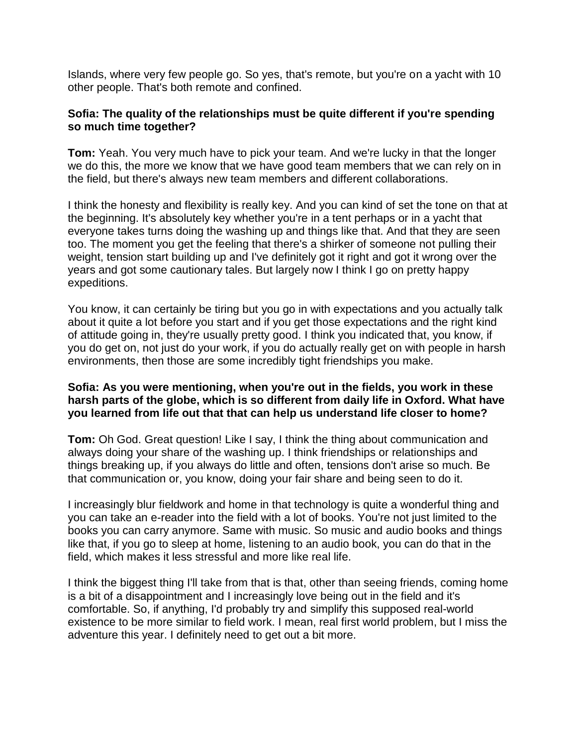Islands, where very few people go. So yes, that's remote, but you're on a yacht with 10 other people. That's both remote and confined.

**Sofia: The quality of the relationships must be quite different if you're spending so much time together?**

**Tom:** Yeah. You very much have to pick your team. And we're lucky in that the longer we do this, the more we know that we have good team members that we can rely on in the field, but there's always new team members and different collaborations.

I think the honesty and flexibility is really key. And you can kind of set the tone on that at the beginning. It's absolutely key whether you're in a tent perhaps or in a yacht that everyone takes turns doing the washing up and things like that. And that they are seen too. The moment you get the feeling that there's a shirker of someone not pulling their weight, tension start building up and I've definitely got it right and got it wrong over the years and got some cautionary tales. But largely now I think I go on pretty happy expeditions.

You know, it can certainly be tiring but you go in with expectations and you actually talk about it quite a lot before you start and if you get those expectations and the right kind of attitude going in, they're usually pretty good. I think you indicated that, you know, if you do get on, not just do your work, if you do actually really get on with people in harsh environments, then those are some incredibly tight friendships you make.

**Sofia: As you were mentioning, when you're out in the fields, you work in these harsh parts of the globe, which is so different from daily life in Oxford. What have you learned from life out that that can help us understand life closer to home?**

**Tom:** Oh God. Great question! Like I say, I think the thing about communication and always doing your share of the washing up. I think friendships or relationships and things breaking up, if you always do little and often, tensions don't arise so much. Be that communication or, you know, doing your fair share and being seen to do it.

I increasingly blur fieldwork and home in that technology is quite a wonderful thing and you can take an e-reader into the field with a lot of books. You're not just limited to the books you can carry anymore. Same with music. So music and audio books and things like that, if you go to sleep at home, listening to an audio book, you can do that in the field, which makes it less stressful and more like real life.

I think the biggest thing I'll take from that is that, other than seeing friends, coming home is a bit of a disappointment and I increasingly love being out in the field and it's comfortable. So, if anything, I'd probably try and simplify this supposed real-world existence to be more similar to field work. I mean, real first world problem, but I miss the adventure this year. I definitely need to get out a bit more.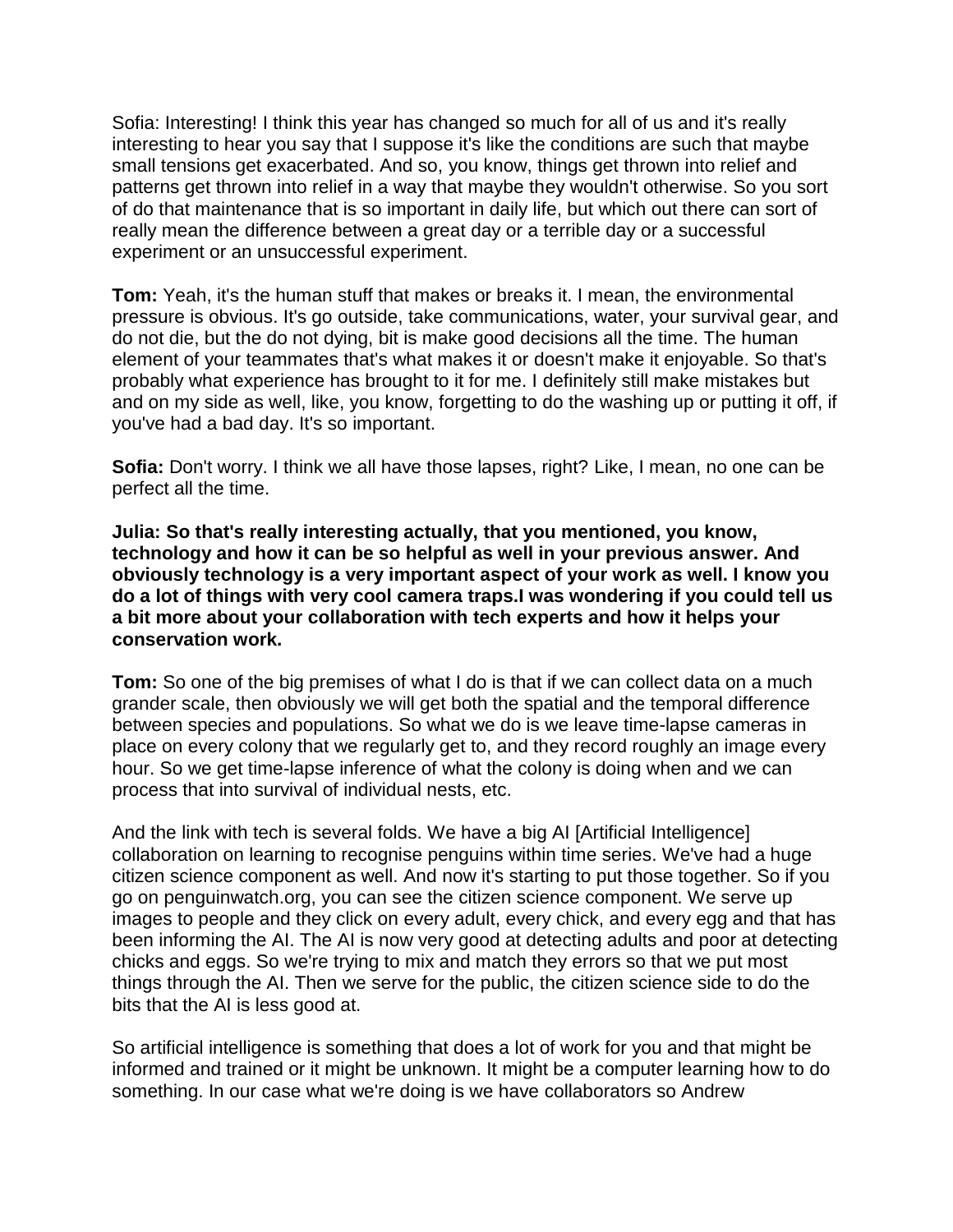Sofia: Interesting! I think this year has changed so much for all of us and it's really interesting to hear you say that I suppose it's like the conditions are such that maybe small tensions get exacerbated. And so, you know, things get thrown into relief and patterns get thrown into relief in a way that maybe they wouldn't otherwise. So you sort of do that maintenance that is so important in daily life, but which out there can sort of really mean the difference between a great day or a terrible day or a successful experiment or an unsuccessful experiment.

**Tom:** Yeah, it's the human stuff that makes or breaks it. I mean, the environmental pressure is obvious. It's go outside, take communications, water, your survival gear, and do not die, but the do not dying, bit is make good decisions all the time. The human element of your teammates that's what makes it or doesn't make it enjoyable. So that's probably what experience has brought to it for me. I definitely still make mistakes but and on my side as well, like, you know, forgetting to do the washing up or putting it off, if you've had a bad day. It's so important.

**Sofia:** Don't worry. I think we all have those lapses, right? Like, I mean, no one can be perfect all the time.

**Julia: So that's really interesting actually, that you mentioned, you know, technology and how it can be so helpful as well in your previous answer. And obviously technology is a very important aspect of your work as well. I know you do a lot of things with very cool camera traps.I was wondering if you could tell us a bit more about your collaboration with tech experts and how it helps your conservation work.**

**Tom:** So one of the big premises of what I do is that if we can collect data on a much grander scale, then obviously we will get both the spatial and the temporal difference between species and populations. So what we do is we leave time-lapse cameras in place on every colony that we regularly get to, and they record roughly an image every hour. So we get time-lapse inference of what the colony is doing when and we can process that into survival of individual nests, etc.

And the link with tech is several folds. We have a big AI [Artificial Intelligence] collaboration on learning to recognise penguins within time series. We've had a huge citizen science component as well. And now it's starting to put those together. So if you go on penguinwatch.org, you can see the citizen science component. We serve up images to people and they click on every adult, every chick, and every egg and that has been informing the AI. The AI is now very good at detecting adults and poor at detecting chicks and eggs. So we're trying to mix and match they errors so that we put most things through the AI. Then we serve for the public, the citizen science side to do the bits that the AI is less good at.

So artificial intelligence is something that does a lot of work for you and that might be informed and trained or it might be unknown. It might be a computer learning how to do something. In our case what we're doing is we have collaborators so Andrew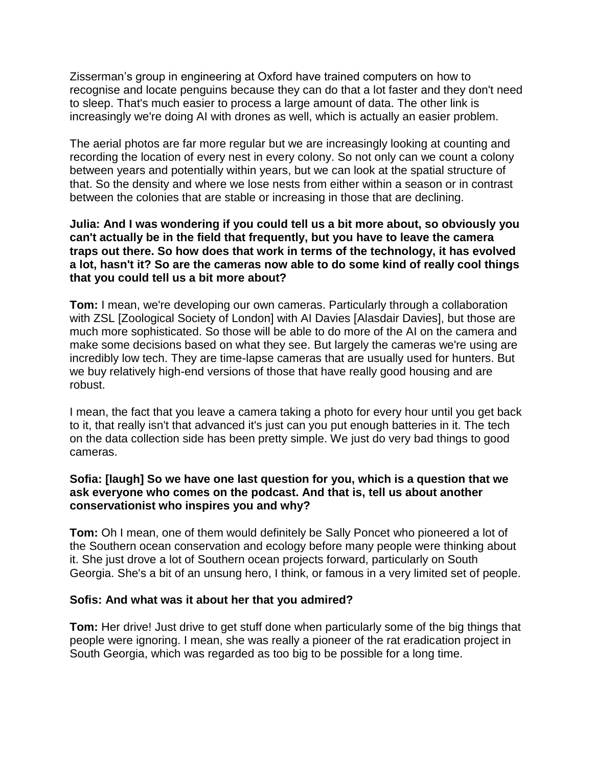Zisserman's group in engineering at Oxford have trained computers on how to recognise and locate penguins because they can do that a lot faster and they don't need to sleep. That's much easier to process a large amount of data. The other link is increasingly we're doing AI with drones as well, which is actually an easier problem.

The aerial photos are far more regular but we are increasingly looking at counting and recording the location of every nest in every colony. So not only can we count a colony between years and potentially within years, but we can look at the spatial structure of that. So the density and where we lose nests from either within a season or in contrast between the colonies that are stable or increasing in those that are declining.

**Julia: And I was wondering if you could tell us a bit more about, so obviously you can't actually be in the field that frequently, but you have to leave the camera traps out there. So how does that work in terms of the technology, it has evolved a lot, hasn't it? So are the cameras now able to do some kind of really cool things that you could tell us a bit more about?**

**Tom:** I mean, we're developing our own cameras. Particularly through a collaboration with ZSL [Zoological Society of London] with Al Davies [Alasdair Davies], but those are much more sophisticated. So those will be able to do more of the AI on the camera and make some decisions based on what they see. But largely the cameras we're using are incredibly low tech. They are time-lapse cameras that are usually used for hunters. But we buy relatively high-end versions of those that have really good housing and are robust.

I mean, the fact that you leave a camera taking a photo for every hour until you get back to it, that really isn't that advanced it's just can you put enough batteries in it. The tech on the data collection side has been pretty simple. We just do very bad things to good cameras.

**Sofia: [laugh] So we have one last question for you, which is a question that we ask everyone who comes on the podcast. And that is, tell us about another conservationist who inspires you and why?**

**Tom:** Oh I mean, one of them would definitely be Sally Poncet who pioneered a lot of the Southern ocean conservation and ecology before many people were thinking about it. She just drove a lot of Southern ocean projects forward, particularly on South Georgia. She's a bit of an unsung hero, I think, or famous in a very limited set of people.

**Sofis: And what was it about her that you admired?**

**Tom:** Her drive! Just drive to get stuff done when particularly some of the big things that people were ignoring. I mean, she was really a pioneer of the rat eradication project in South Georgia, which was regarded as too big to be possible for a long time.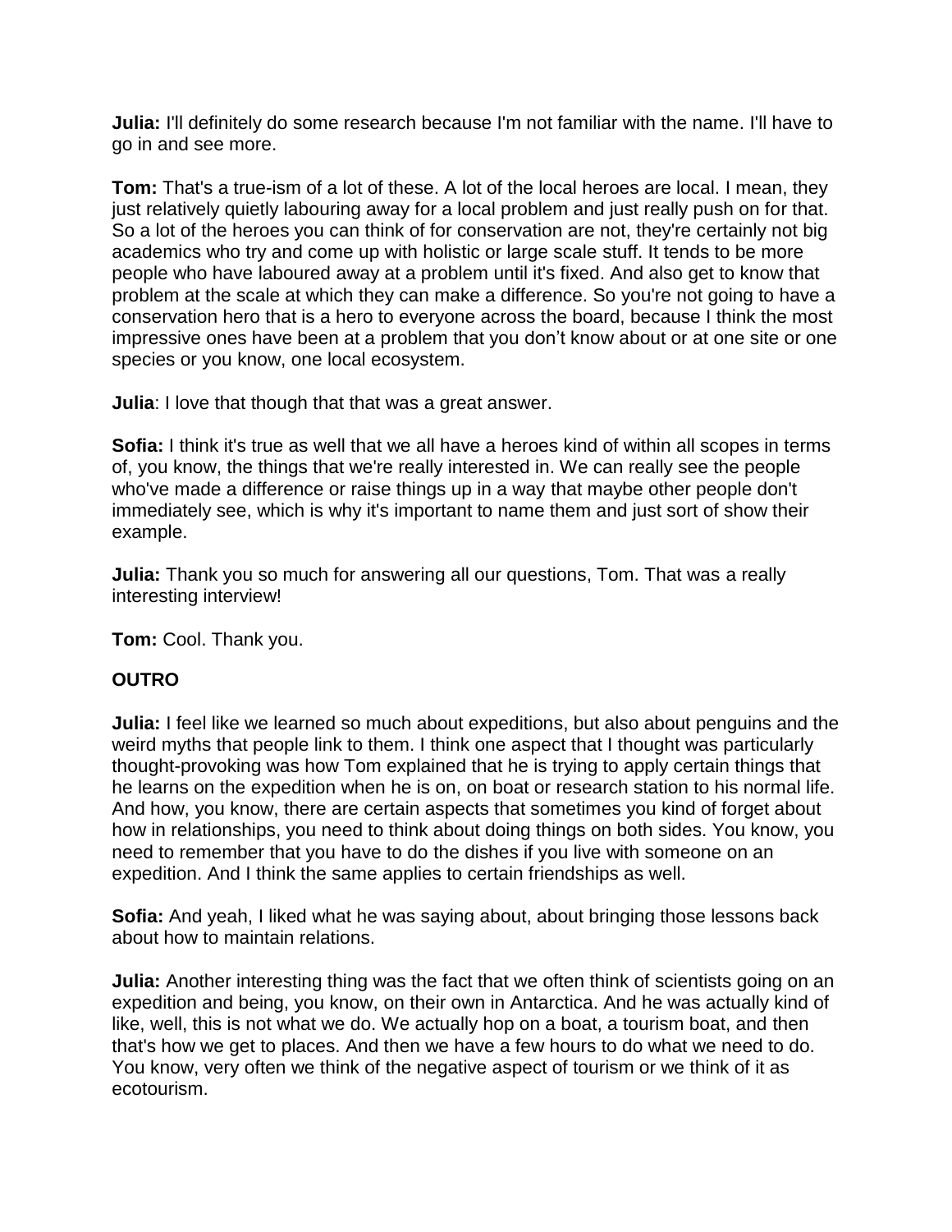**Julia:** I'll definitely do some research because I'm not familiar with the name. I'll have to go in and see more.

**Tom:** That's a true-ism of a lot of these. A lot of the local heroes are local. I mean, they just relatively quietly labouring away for a local problem and just really push on for that. So a lot of the heroes you can think of for conservation are not, they're certainly not big academics who try and come up with holistic or large scale stuff. It tends to be more people who have laboured away at a problem until it's fixed. And also get to know that problem at the scale at which they can make a difference. So you're not going to have a conservation hero that is a hero to everyone across the board, because I think the most impressive ones have been at a problem that you don't know about or at one site or one species or you know, one local ecosystem.

**Julia**: I love that though that that was a great answer.

**Sofia:** I think it's true as well that we all have a heroes kind of within all scopes in terms of, you know, the things that we're really interested in. We can really see the people who've made a difference or raise things up in a way that maybe other people don't immediately see, which is why it's important to name them and just sort of show their example.

**Julia:** Thank you so much for answering all our questions, Tom. That was a really interesting interview!

**Tom:** Cool. Thank you.

**OUTRO**

**Julia:** I feel like we learned so much about expeditions, but also about penguins and the weird myths that people link to them. I think one aspect that I thought was particularly thought-provoking was how Tom explained that he is trying to apply certain things that he learns on the expedition when he is on, on boat or research station to his normal life. And how, you know, there are certain aspects that sometimes you kind of forget about how in relationships, you need to think about doing things on both sides. You know, you need to remember that you have to do the dishes if you live with someone on an expedition. And I think the same applies to certain friendships as well.

**Sofia:** And yeah, I liked what he was saying about, about bringing those lessons back about how to maintain relations.

**Julia:** Another interesting thing was the fact that we often think of scientists going on an expedition and being, you know, on their own in Antarctica. And he was actually kind of like, well, this is not what we do. We actually hop on a boat, a tourism boat, and then that's how we get to places. And then we have a few hours to do what we need to do. You know, very often we think of the negative aspect of tourism or we think of it as ecotourism.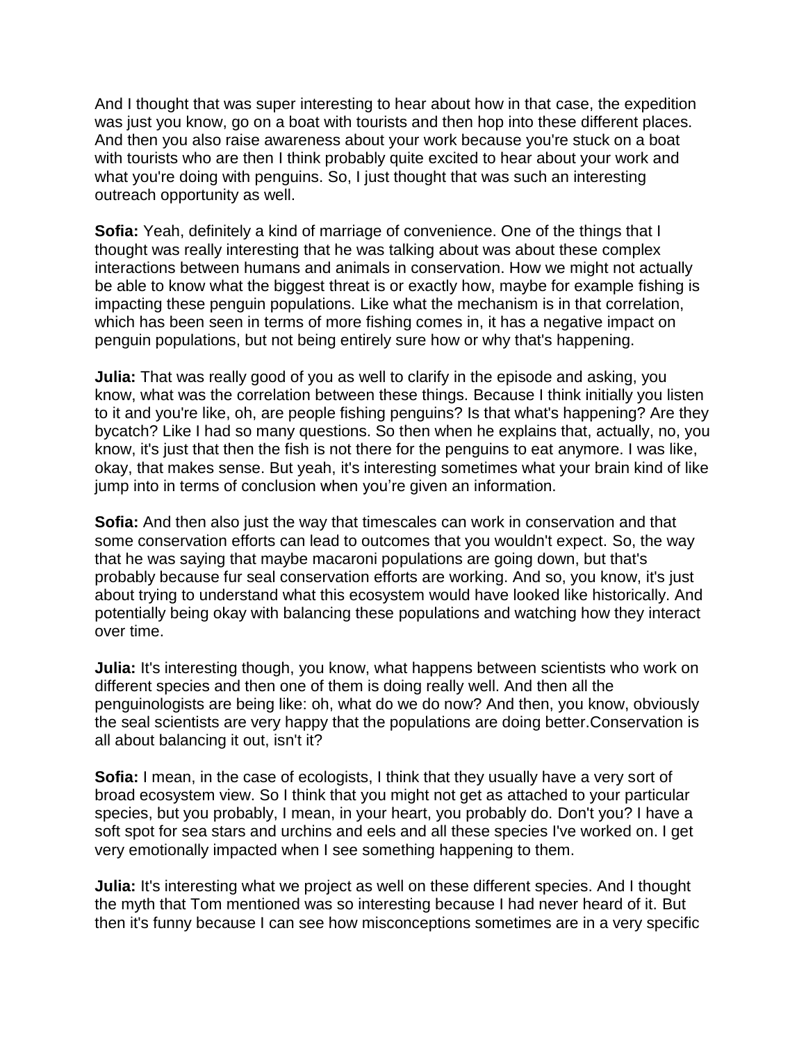And I thought that was super interesting to hear about how in that case, the expedition was just you know, go on a boat with tourists and then hop into these different places. And then you also raise awareness about your work because you're stuck on a boat with tourists who are then I think probably quite excited to hear about your work and what you're doing with penguins. So, I just thought that was such an interesting outreach opportunity as well.

**Sofia:** Yeah, definitely a kind of marriage of convenience. One of the things that I thought was really interesting that he was talking about was about these complex interactions between humans and animals in conservation. How we might not actually be able to know what the biggest threat is or exactly how, maybe for example fishing is impacting these penguin populations. Like what the mechanism is in that correlation, which has been seen in terms of more fishing comes in, it has a negative impact on penguin populations, but not being entirely sure how or why that's happening.

**Julia:** That was really good of you as well to clarify in the episode and asking, you know, what was the correlation between these things. Because I think initially you listen to it and you're like, oh, are people fishing penguins? Is that what's happening? Are they bycatch? Like I had so many questions. So then when he explains that, actually, no, you know, it's just that then the fish is not there for the penguins to eat anymore. I was like, okay, that makes sense. But yeah, it's interesting sometimes what your brain kind of like jump into in terms of conclusion when you're given an information.

**Sofia:** And then also just the way that timescales can work in conservation and that some conservation efforts can lead to outcomes that you wouldn't expect. So, the way that he was saying that maybe macaroni populations are going down, but that's probably because fur seal conservation efforts are working. And so, you know, it's just about trying to understand what this ecosystem would have looked like historically. And potentially being okay with balancing these populations and watching how they interact over time.

**Julia:** It's interesting though, you know, what happens between scientists who work on different species and then one of them is doing really well. And then all the penguinologists are being like: oh, what do we do now? And then, you know, obviously the seal scientists are very happy that the populations are doing better.Conservation is all about balancing it out, isn't it?

**Sofia:** I mean, in the case of ecologists, I think that they usually have a very sort of broad ecosystem view. So I think that you might not get as attached to your particular species, but you probably, I mean, in your heart, you probably do. Don't you? I have a soft spot for sea stars and urchins and eels and all these species I've worked on. I get very emotionally impacted when I see something happening to them.

**Julia:** It's interesting what we project as well on these different species. And I thought the myth that Tom mentioned was so interesting because I had never heard of it. But then it's funny because I can see how misconceptions sometimes are in a very specific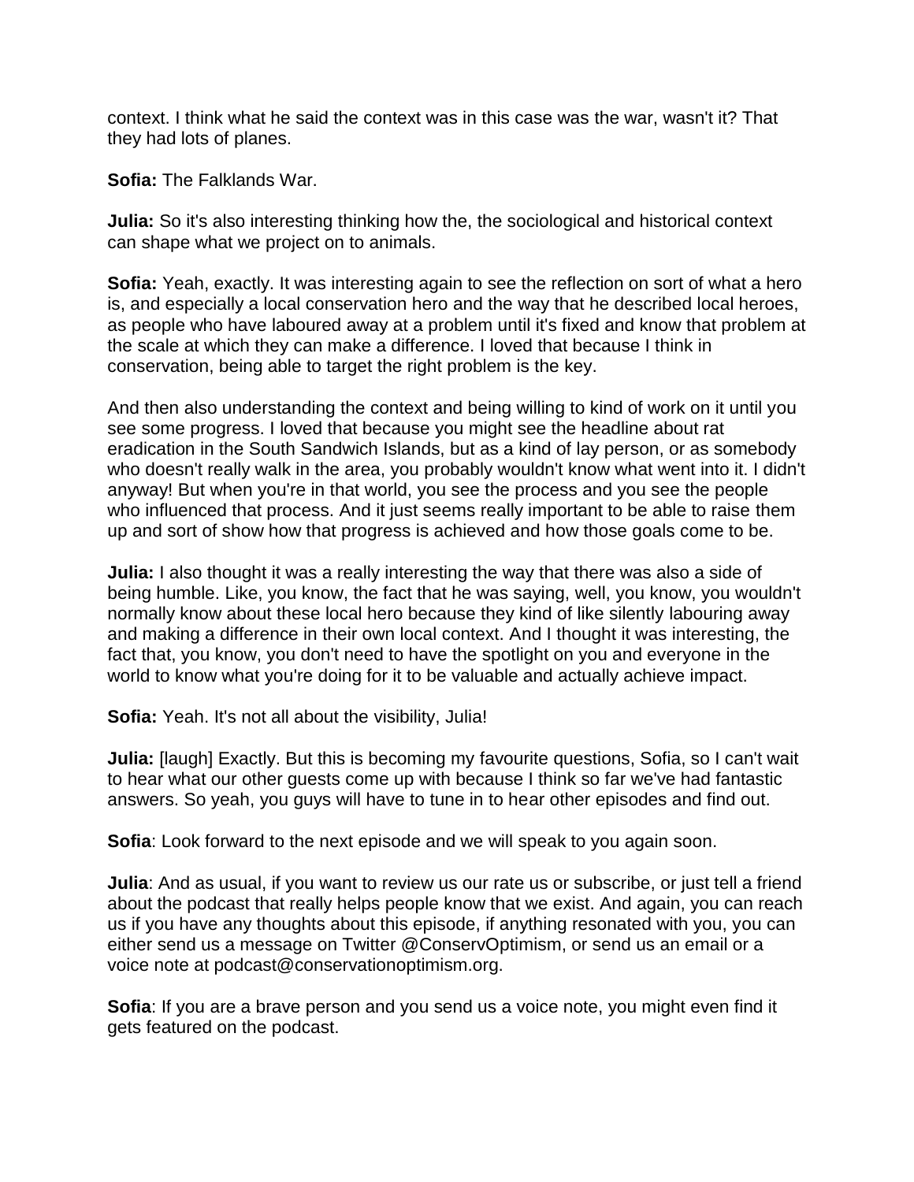context. I think what he said the context was in this case was the war, wasn't it? That they had lots of planes.

**Sofia:** The Falklands War.

**Julia:** So it's also interesting thinking how the, the sociological and historical context can shape what we project on to animals.

**Sofia:** Yeah, exactly. It was interesting again to see the reflection on sort of what a hero is, and especially a local conservation hero and the way that he described local heroes, as people who have laboured away at a problem until it's fixed and know that problem at the scale at which they can make a difference. I loved that because I think in conservation, being able to target the right problem is the key.

And then also understanding the context and being willing to kind of work on it until you see some progress. I loved that because you might see the headline about rat eradication in the South Sandwich Islands, but as a kind of lay person, or as somebody who doesn't really walk in the area, you probably wouldn't know what went into it. I didn't anyway! But when you're in that world, you see the process and you see the people who influenced that process. And it just seems really important to be able to raise them up and sort of show how that progress is achieved and how those goals come to be.

**Julia:** I also thought it was a really interesting the way that there was also a side of being humble. Like, you know, the fact that he was saying, well, you know, you wouldn't normally know about these local hero because they kind of like silently labouring away and making a difference in their own local context. And I thought it was interesting, the fact that, you know, you don't need to have the spotlight on you and everyone in the world to know what you're doing for it to be valuable and actually achieve impact.

**Sofia:** Yeah. It's not all about the visibility, Julia!

**Julia:** [laugh] Exactly. But this is becoming my favourite questions, Sofia, so I can't wait to hear what our other guests come up with because I think so far we've had fantastic answers. So yeah, you guys will have to tune in to hear other episodes and find out.

**Sofia**: Look forward to the next episode and we will speak to you again soon.

**Julia**: And as usual, if you want to review us our rate us or subscribe, or just tell a friend about the podcast that really helps people know that we exist. And again, you can reach us if you have any thoughts about this episode, if anything resonated with you, you can either send us a message on Twitter @ConservOptimism, or send us an email or a voice note at podcast@conservationoptimism.org.

**Sofia**: If you are a brave person and you send us a voice note, you might even find it gets featured on the podcast.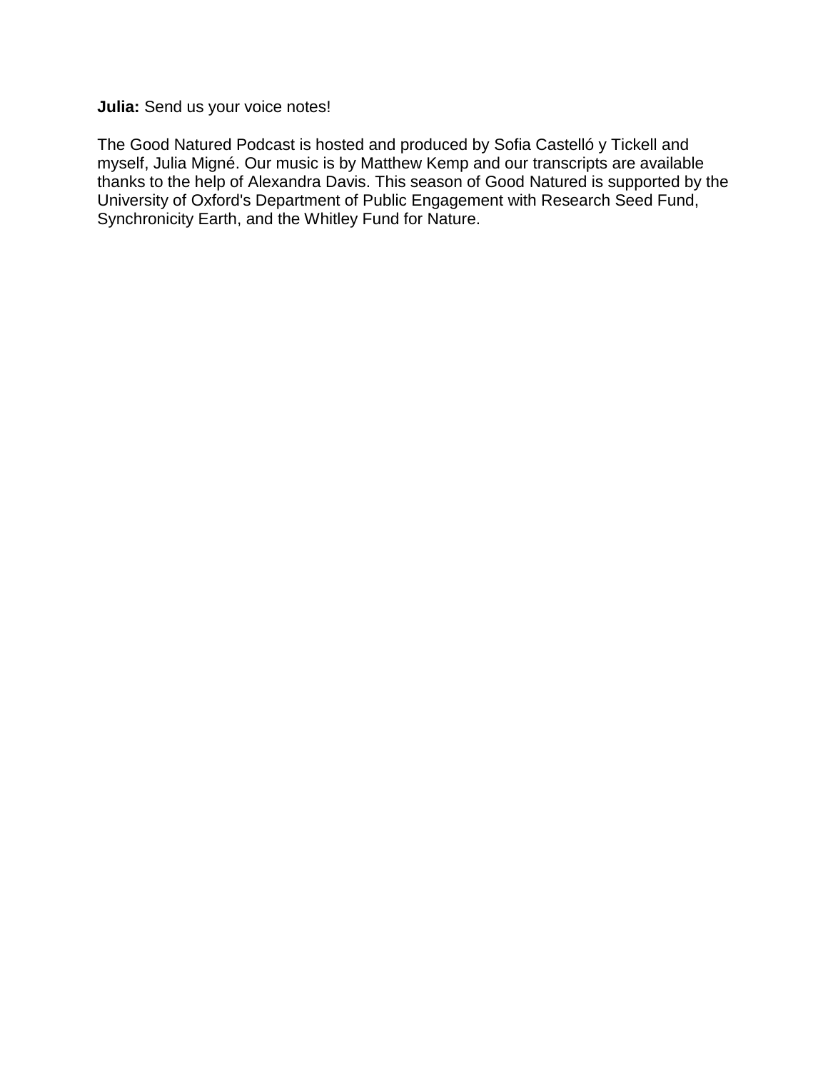**Julia:** Send us your voice notes!

The Good Natured Podcast is hosted and produced by Sofia Castelló y Tickell and myself, Julia Migné. Our music is by Matthew Kemp and our transcripts are available thanks to the help of Alexandra Davis. This season of Good Natured is supported by the University of Oxford's Department of Public Engagement with Research Seed Fund, Synchronicity Earth, and the Whitley Fund for Nature.